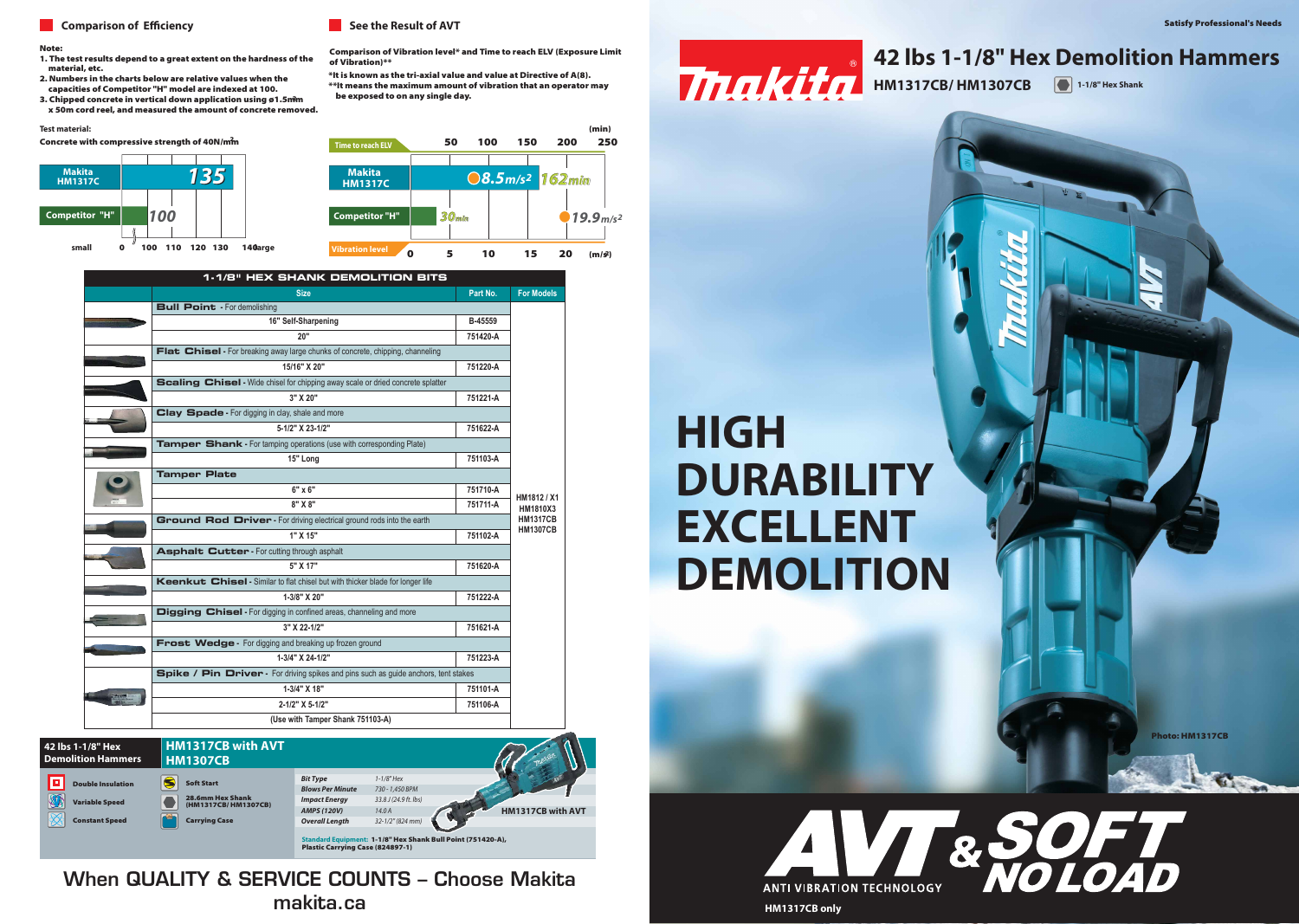Satisfy Professional's Needs

# 42 lbs 1-1/8" Hex Demolition Hammers

**HM1317CB/ HM1307CB** — 1-1/8" Hex Shank

# HIGH DURABILITY EXCELLENT DEMOLITION

Photo: HM1317CB

**AVT & SOFT NO LOAD**

ANTI VIBRATION TECHNOLOGY

HM1317CB only

## Comparison of Efficiency

**Note:**

1. The test results depend to a great extent on the hardness of the material, etc.
2. Numbers in the charts below are relative values when the capacities of Competitor "H" model are indexed at 100.
3. Chipped concrete in vertical down application using ø1.5m² x 50m cord reel, and measured the amount of concrete removed.

**Test material:**

Concrete with compressive strength of 40N/mm²

| Model | Value |
|---|---|
| Makita HM1317C | 135 |
| Competitor "H" | 100 |

Scale: small 0, 100, 110, 120, 130, 140 large

## See the Result of AVT

**Comparison of Vibration level* and Time to reach ELV (Exposure Limit of Vibration)****

*It is known as the tri-axial value and value at Directive of A(8).
**It means the maximum amount of vibration that an operator may be exposed to on any single day.

| Model | Vibration level (m/s²) | Time to reach ELV (min) |
|---|---|---|
| Makita HM1317C | 8.5 m/s² | 162 min |
| Competitor "H" | 19.9 m/s² | 30 min |

## 1-1/8" HEX SHANK DEMOLITION BITS

| Size | Part No. | For Models |
|---|---|---|
| **Bull Point** - For demolishing | | HM1812 / X1, HM1810X3, HM1317CB, HM1307CB |
| 16" Self-Sharpening | B-45559 | |
| 20" | 751420-A | |
| **Flat Chisel** - For breaking away large chunks of concrete, chipping, channeling | | |
| 15/16" X 20" | 751220-A | |
| **Scaling Chisel** - Wide chisel for chipping away scale or dried concrete splatter | | |
| 3" X 20" | 751221-A | |
| **Clay Spade** - For digging in clay, shale and more | | |
| 5-1/2" X 23-1/2" | 751622-A | |
| **Tamper Shank** - For tamping operations (use with corresponding Plate) | | |
| 15" Long | 751103-A | |
| **Tamper Plate** | | |
| 6" x 6" | 751710-A | |
| 8" X 8" | 751711-A | |
| **Ground Rod Driver** - For driving electrical ground rods into the earth | | |
| 1" X 15" | 751102-A | |
| **Asphalt Cutter** - For cutting through asphalt | | |
| 5" X 17" | 751620-A | |
| **Keenkut Chisel** - Similar to flat chisel but with thicker blade for longer life | | |
| 1-3/8" X 20" | 751222-A | |
| **Digging Chisel** - For digging in confined areas, channeling and more | | |
| 3" X 22-1/2" | 751621-A | |
| **Frost Wedge** - For digging and breaking up frozen ground | | |
| 1-3/4" X 24-1/2" | 751223-A | |
| **Spike / Pin Driver** - For driving spikes and pins such as guide anchors, tent stakes | | |
| 1-3/4" X 18" | 751101-A | |
| 2-1/2" X 5-1/2" | 751106-A | |
| (Use with Tamper Shank 751103-A) | | |

## 42 lbs 1-1/8" Hex Demolition Hammers

**HM1317CB with AVT**
**HM1307CB**

- Double Insulation
- Variable Speed
- Constant Speed
- Soft Start
- 28.6mm Hex Shank (HM1317CB/ HM1307CB)
- Carrying Case

| Specification | Value |
|---|---|
| Bit Type | 1-1/8" Hex |
| Blows Per Minute | 730 - 1,450 BPM |
| Impact Energy | 33.8 J (24.9 ft. lbs) |
| AMPS (120V) | 14.0 A |
| Overall Length | 32-1/2" (824 mm) |

HM1317CB with AVT

**Standard Equipment:** 1-1/8" Hex Shank Bull Point (751420-A), Plastic Carrying Case (824897-1)

**When QUALITY & SERVICE COUNTS – Choose Makita**

**makita.ca**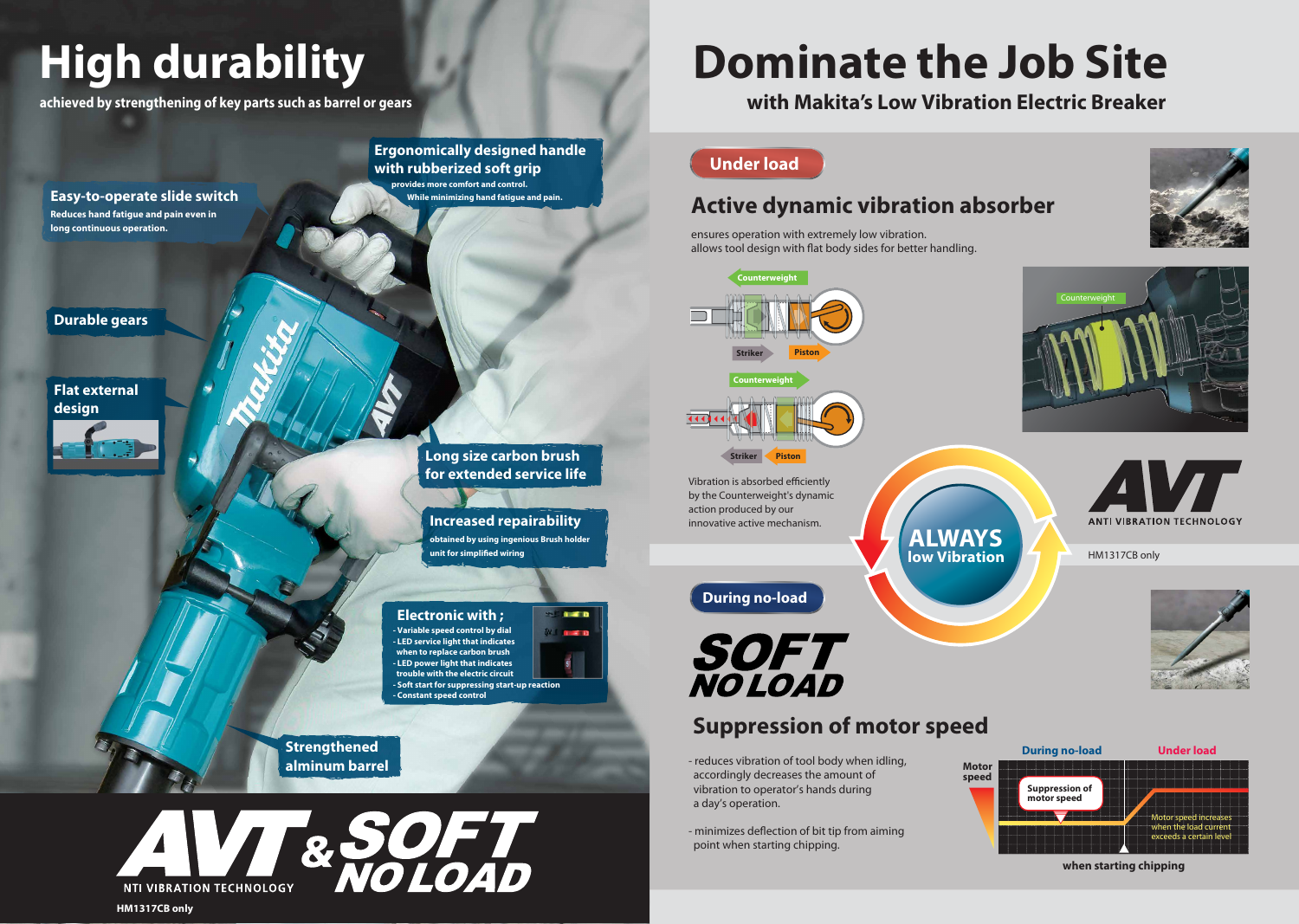# High durability

**achieved by strengthening of key parts such as barrel or gears**

**Ergonomically designed handle with rubberized soft grip**
provides more comfort and control.
While minimizing hand fatigue and pain.

**Easy-to-operate slide switch**
Reduces hand fatigue and pain even in long continuous operation.

**Durable gears**

**Flat external design**

**Long size carbon brush for extended service life**

**Increased repairability**
obtained by using ingenious Brush holder unit for simplified wiring

**Electronic with ;**
- Variable speed control by dial
- LED service light that indicates when to replace carbon brush
- LED power light that indicates trouble with the electric circuit
- Soft start for suppressing start-up reaction
- Constant speed control

**Strengthened alminum barrel**

**AVT & SOFT NO LOAD**
NTI VIBRATION TECHNOLOGY

HM1317CB only

# Dominate the Job Site

## with Makita's Low Vibration Electric Breaker

### Under load

## Active dynamic vibration absorber

ensures operation with extremely low vibration.
allows tool design with flat body sides for better handling.

Counterweight
Striker
Piston
Counterweight
Striker
Piston

Counterweight

Vibration is absorbed efficiently by the Counterweight's dynamic action produced by our innovative active mechanism.

ALWAYS low Vibration

AVT
ANTI VIBRATION TECHNOLOGY

HM1317CB only

### During no-load

**SOFT NO LOAD**

## Suppression of motor speed

- reduces vibration of tool body when idling, accordingly decreases the amount of vibration to operator's hands during a day's operation.
- minimizes deflection of bit tip from aiming point when starting chipping.

During no-load
Under load
Motor speed
Suppression of motor speed
Motor speed increases when the load current exceeds a certain level
when starting chipping